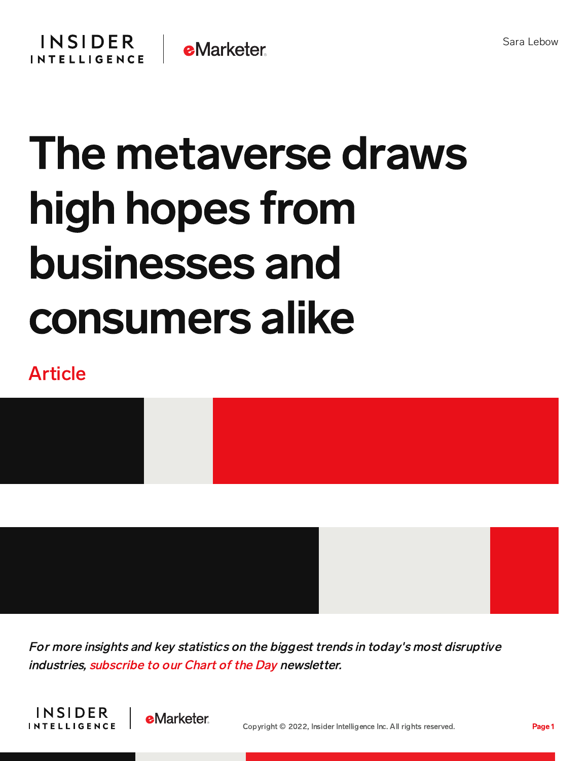Sara Lebow

# The metaverse draws high hopes from businesses and consumers alike

Article

*For more insights and key statistics on the biggest trends in today's most disruptive industries, subscribe to our Chart of the Day newsletter.*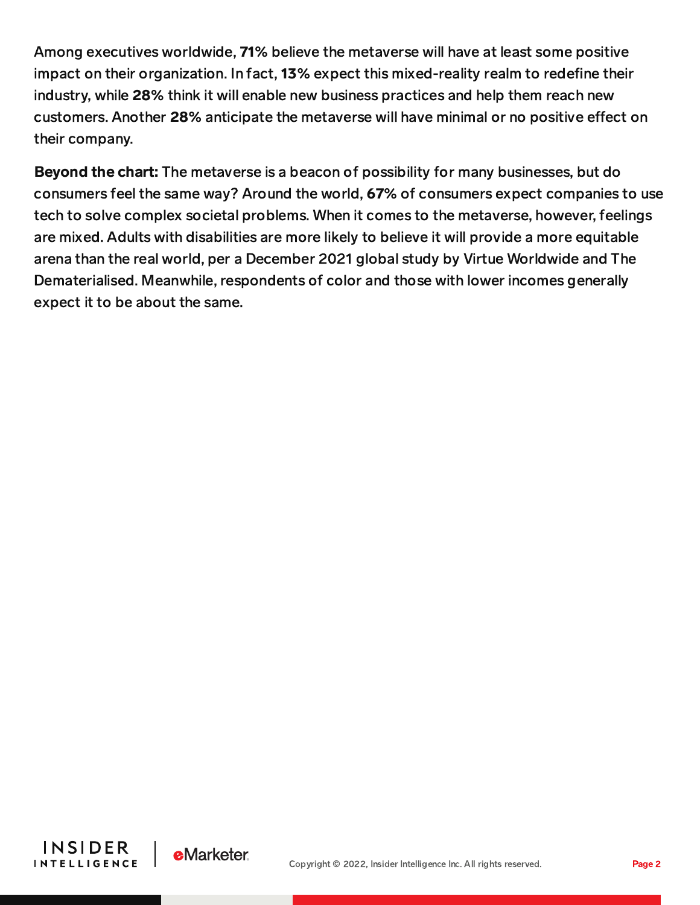Among executives worldwide, **71%** believe the metaverse will have at least some positive impact on their organization. In fact, **13%** expect this mixed-reality realm to redefine their industry, while **28%** think it will enable new business practices and help them reach new customers. Another **28%** anticipate the metaverse will have minimal or no positive effect on their company.

**Beyond the chart:** The metaverse is a beacon of possibility for many businesses, but do consumers feel the same way? Around the world, **67%** of consumers expect companies to use tech to solve complex societal problems. When it comes to the metaverse, however, feelings are mixed. Adults with disabilities are more likely to believe it will provide a more equitable arena than the real world, per a December 2021 global study by Virtue Worldwide and The Dematerialised. Meanwhile, respondents of color and those with lower incomes generally expect it to be about the same.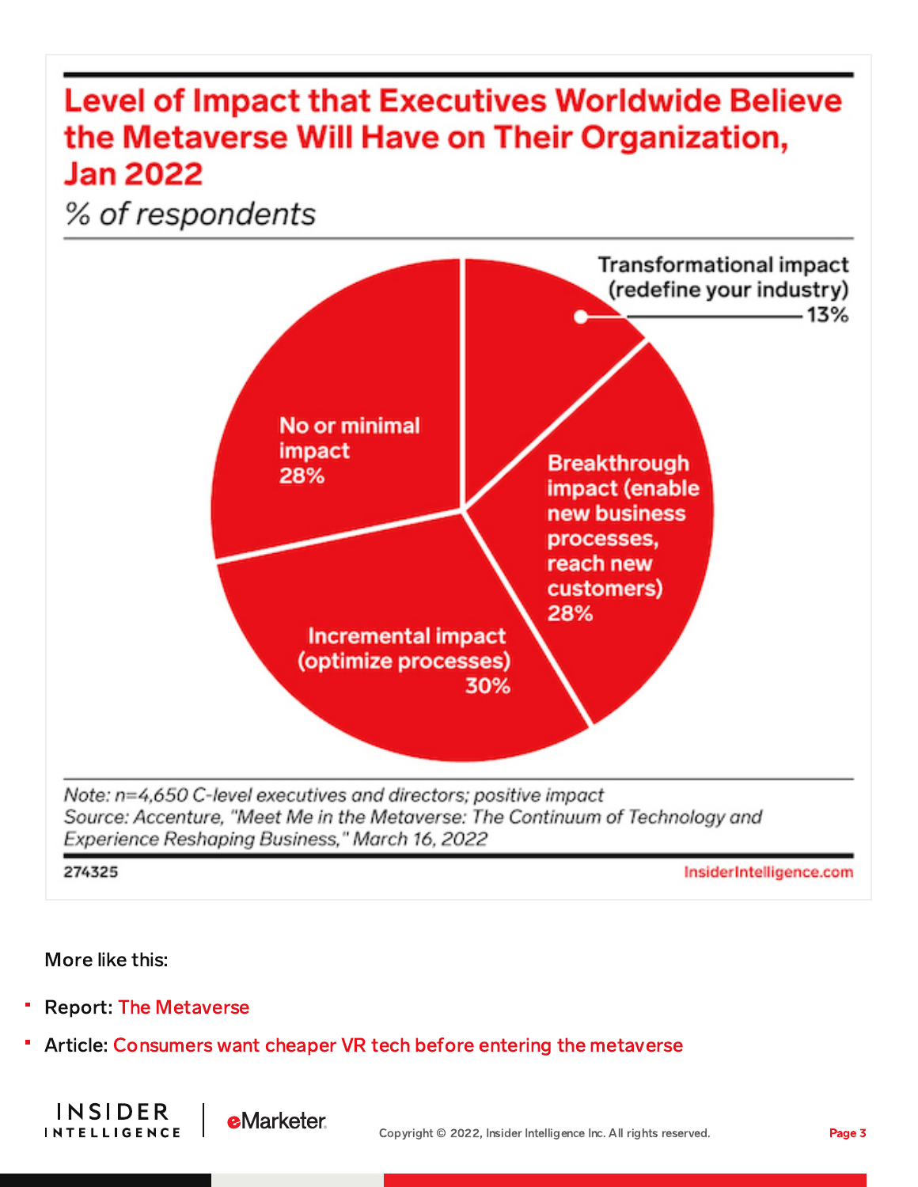## Level of Impact that Executives Worldwide Believe the Metaverse Will Have on Their Organization, Jan 2022

*% of respondents*

| Level of impact | % of respondents |
| --- | --- |
| Transformational impact (redefine your industry) | 13% |
| Breakthrough impact (enable new business processes, reach new customers) | 28% |
| Incremental impact (optimize processes) | 30% |
| No or minimal impact | 28% |

*Note: n=4,650 C-level executives and directors; positive impact*
*Source: Accenture, "Meet Me in the Metaverse: The Continuum of Technology and Experience Reshaping Business," March 16, 2022*

274325 InsiderIntelligence.com

More like this:

- Report: The Metaverse
- Article: Consumers want cheaper VR tech before entering the metaverse

Copyright © 2022, Insider Intelligence Inc. All rights reserved.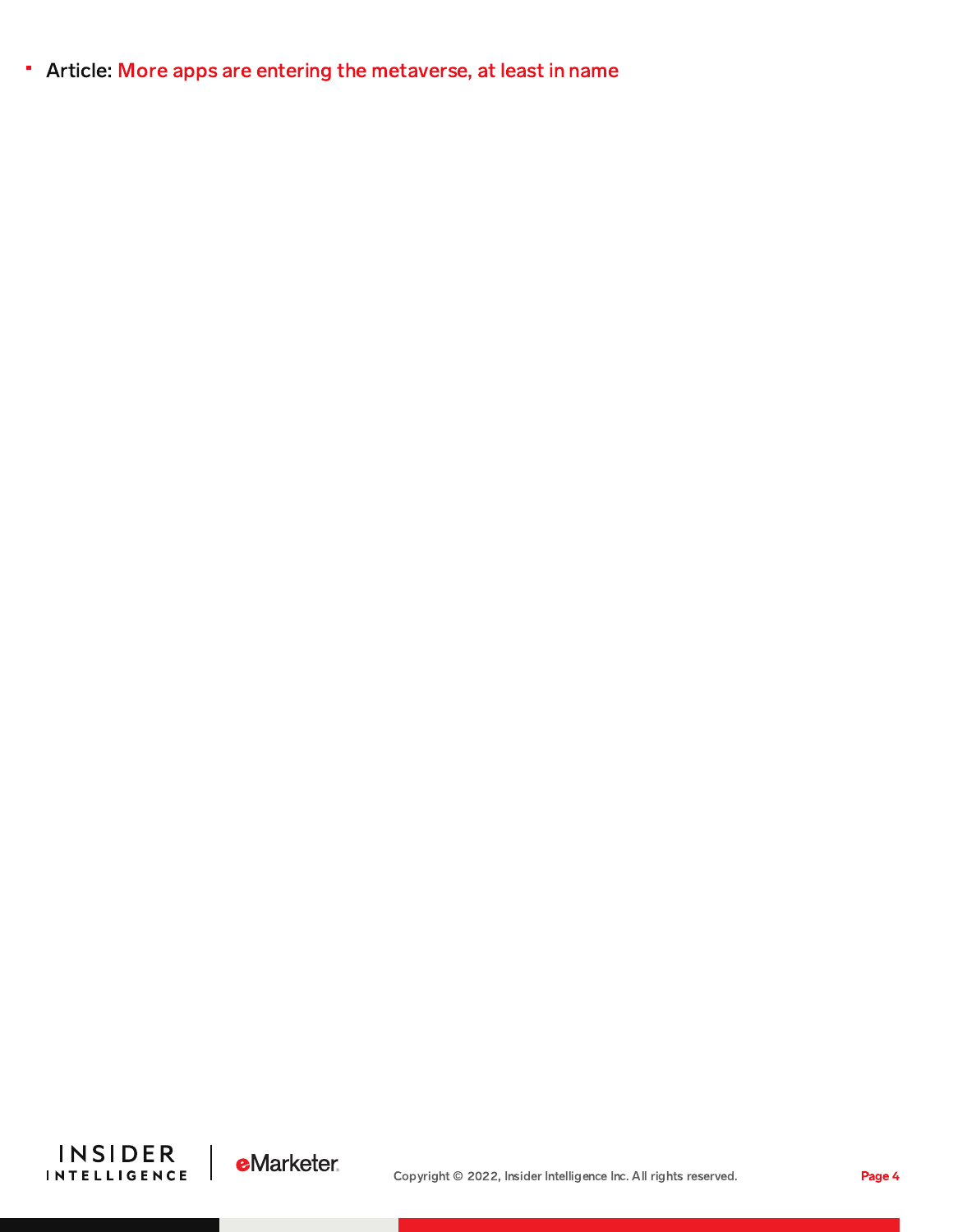- Article: More apps are entering the metaverse, at least in name